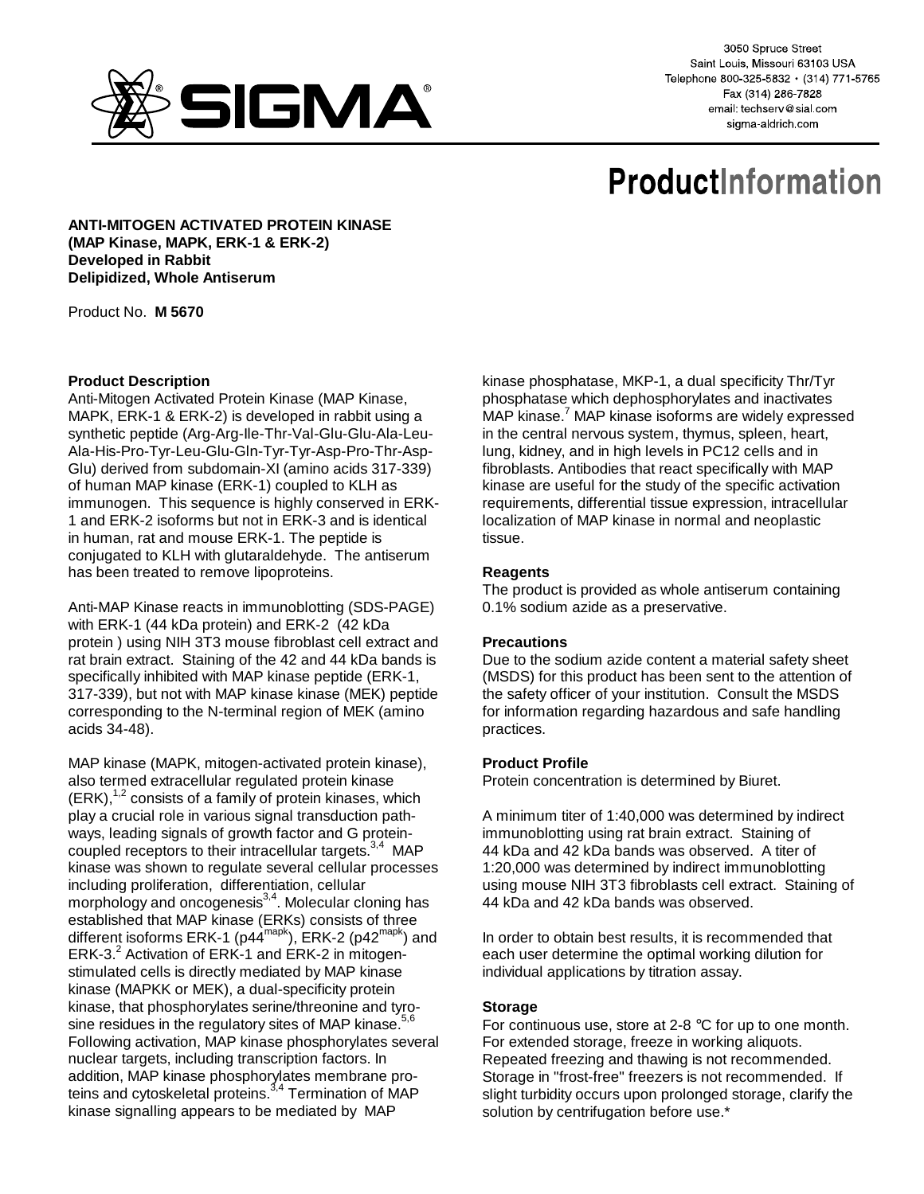3050 Spruce Street
Saint Louis, Missouri 63103 USA
Telephone 800-325-5832 • (314) 771-5765
Fax (314) 286-7828
email: techserv@sial.com
sigma-aldrich.com

# ProductInformation

**ANTI-MITOGEN ACTIVATED PROTEIN KINASE**
**(MAP Kinase, MAPK, ERK-1 & ERK-2)**
**Developed in Rabbit**
**Delipidized, Whole Antiserum**

Product No. **M 5670**

### Product Description

Anti-Mitogen Activated Protein Kinase (MAP Kinase, MAPK, ERK-1 & ERK-2) is developed in rabbit using a synthetic peptide (Arg-Arg-Ile-Thr-Val-Glu-Glu-Ala-Leu-Ala-His-Pro-Tyr-Leu-Glu-Gln-Tyr-Tyr-Asp-Pro-Thr-Asp-Glu) derived from subdomain-XI (amino acids 317-339) of human MAP kinase (ERK-1) coupled to KLH as immunogen. This sequence is highly conserved in ERK-1 and ERK-2 isoforms but not in ERK-3 and is identical in human, rat and mouse ERK-1. The peptide is conjugated to KLH with glutaraldehyde. The antiserum has been treated to remove lipoproteins.

Anti-MAP Kinase reacts in immunoblotting (SDS-PAGE) with ERK-1 (44 kDa protein) and ERK-2 (42 kDa protein ) using NIH 3T3 mouse fibroblast cell extract and rat brain extract. Staining of the 42 and 44 kDa bands is specifically inhibited with MAP kinase peptide (ERK-1, 317-339), but not with MAP kinase kinase (MEK) peptide corresponding to the N-terminal region of MEK (amino acids 34-48).

MAP kinase (MAPK, mitogen-activated protein kinase), also termed extracellular regulated protein kinase (ERK),[1,2] consists of a family of protein kinases, which play a crucial role in various signal transduction pathways, leading signals of growth factor and G protein-coupled receptors to their intracellular targets.[3,4] MAP kinase was shown to regulate several cellular processes including proliferation, differentiation, cellular morphology and oncogenesis[3,4]. Molecular cloning has established that MAP kinase (ERKs) consists of three different isoforms ERK-1 ($p44^{mapk}$), ERK-2 ($p42^{mapk}$) and ERK-3.[2] Activation of ERK-1 and ERK-2 in mitogen-stimulated cells is directly mediated by MAP kinase kinase (MAPKK or MEK), a dual-specificity protein kinase, that phosphorylates serine/threonine and tyrosine residues in the regulatory sites of MAP kinase.[5,6] Following activation, MAP kinase phosphorylates several nuclear targets, including transcription factors. In addition, MAP kinase phosphorylates membrane proteins and cytoskeletal proteins.[3,4] Termination of MAP kinase signalling appears to be mediated by MAP kinase phosphatase, MKP-1, a dual specificity Thr/Tyr phosphatase which dephosphorylates and inactivates MAP kinase.[7] MAP kinase isoforms are widely expressed in the central nervous system, thymus, spleen, heart, lung, kidney, and in high levels in PC12 cells and in fibroblasts. Antibodies that react specifically with MAP kinase are useful for the study of the specific activation requirements, differential tissue expression, intracellular localization of MAP kinase in normal and neoplastic tissue.

### Reagents

The product is provided as whole antiserum containing 0.1% sodium azide as a preservative.

### Precautions

Due to the sodium azide content a material safety sheet (MSDS) for this product has been sent to the attention of the safety officer of your institution. Consult the MSDS for information regarding hazardous and safe handling practices.

### Product Profile

Protein concentration is determined by Biuret.

A minimum titer of 1:40,000 was determined by indirect immunoblotting using rat brain extract. Staining of 44 kDa and 42 kDa bands was observed. A titer of 1:20,000 was determined by indirect immunoblotting using mouse NIH 3T3 fibroblasts cell extract. Staining of 44 kDa and 42 kDa bands was observed.

In order to obtain best results, it is recommended that each user determine the optimal working dilution for individual applications by titration assay.

### Storage

For continuous use, store at 2-8 °C for up to one month. For extended storage, freeze in working aliquots. Repeated freezing and thawing is not recommended. Storage in "frost-free" freezers is not recommended. If slight turbidity occurs upon prolonged storage, clarify the solution by centrifugation before use.*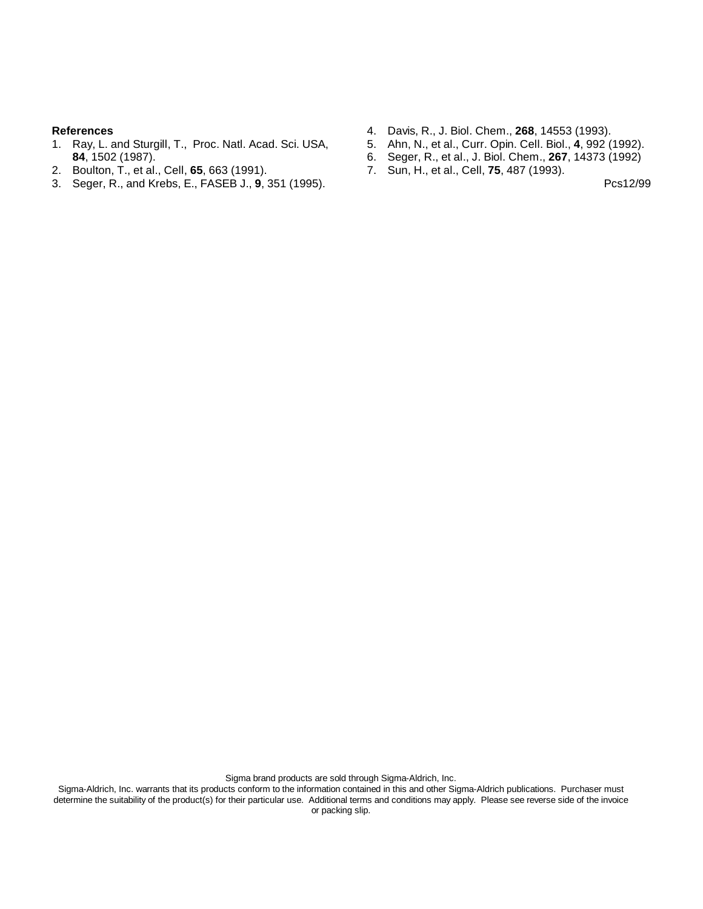**References**

1. Ray, L. and Sturgill, T., Proc. Natl. Acad. Sci. USA, **84**, 1502 (1987).
2. Boulton, T., et al., Cell, **65**, 663 (1991).
3. Seger, R., and Krebs, E., FASEB J., **9**, 351 (1995).
4. Davis, R., J. Biol. Chem., **268**, 14553 (1993).
5. Ahn, N., et al., Curr. Opin. Cell. Biol., **4**, 992 (1992).
6. Seger, R., et al., J. Biol. Chem., **267**, 14373 (1992)
7. Sun, H., et al., Cell, **75**, 487 (1993).

Pcs12/99

Sigma brand products are sold through Sigma-Aldrich, Inc.

Sigma-Aldrich, Inc. warrants that its products conform to the information contained in this and other Sigma-Aldrich publications. Purchaser must determine the suitability of the product(s) for their particular use. Additional terms and conditions may apply. Please see reverse side of the invoice or packing slip.